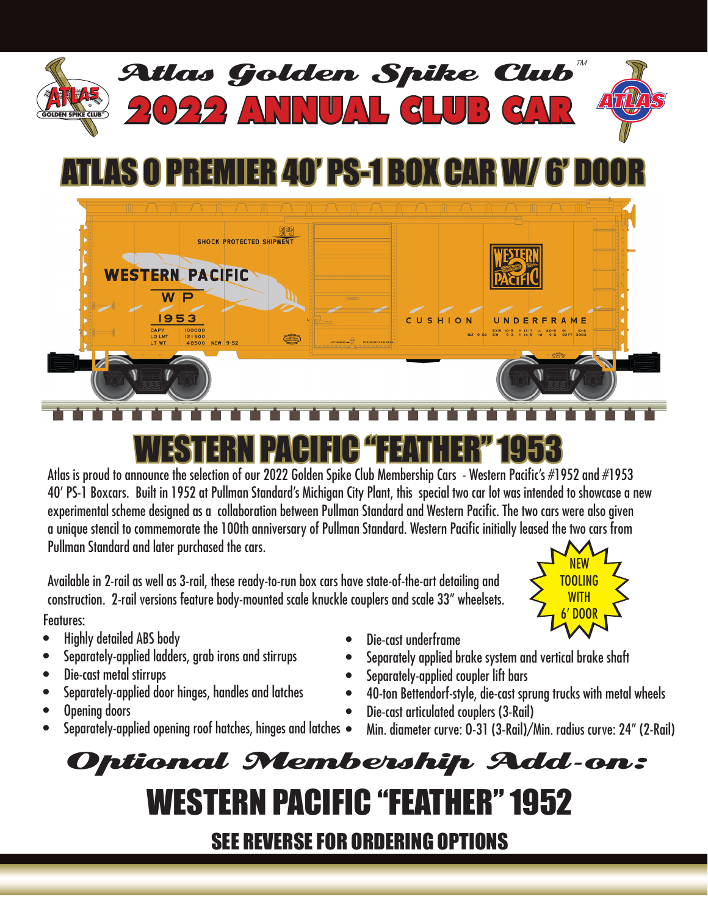# Atlas Golden Spike Club™

# 2022 ANNUAL CLUB CAR

## ATLAS O PREMIER 40' PS-1 BOX CAR W/ 6' DOOR

## WESTERN PACIFIC "FEATHER" 1953

Atlas is proud to announce the selection of our 2022 Golden Spike Club Membership Cars - Western Pacific's #1952 and #1953 40' PS-1 Boxcars. Built in 1952 at Pullman Standard's Michigan City Plant, this special two car lot was intended to showcase a new experimental scheme designed as a collaboration between Pullman Standard and Western Pacific. The two cars were also given a unique stencil to commemorate the 100th anniversary of Pullman Standard. Western Pacific initially leased the two cars from Pullman Standard and later purchased the cars.

**NEW TOOLING WITH 6' DOOR**

Available in 2-rail as well as 3-rail, these ready-to-run box cars have state-of-the-art detailing and construction. 2-rail versions feature body-mounted scale knuckle couplers and scale 33" wheelsets.

Features:

- Highly detailed ABS body
- Separately-applied ladders, grab irons and stirrups
- Die-cast metal stirrups
- Separately-applied door hinges, handles and latches
- Opening doors
- Separately-applied opening roof hatches, hinges and latches
- Die-cast underframe
- Separately applied brake system and vertical brake shaft
- Separately-applied coupler lift bars
- 40-ton Bettendorf-style, die-cast sprung trucks with metal wheels
- Die-cast articulated couplers (3-Rail)
- Min. diameter curve: O-31 (3-Rail)/Min. radius curve: 24" (2-Rail)

## Optional Membership Add-on:

## WESTERN PACIFIC "FEATHER" 1952

### SEE REVERSE FOR ORDERING OPTIONS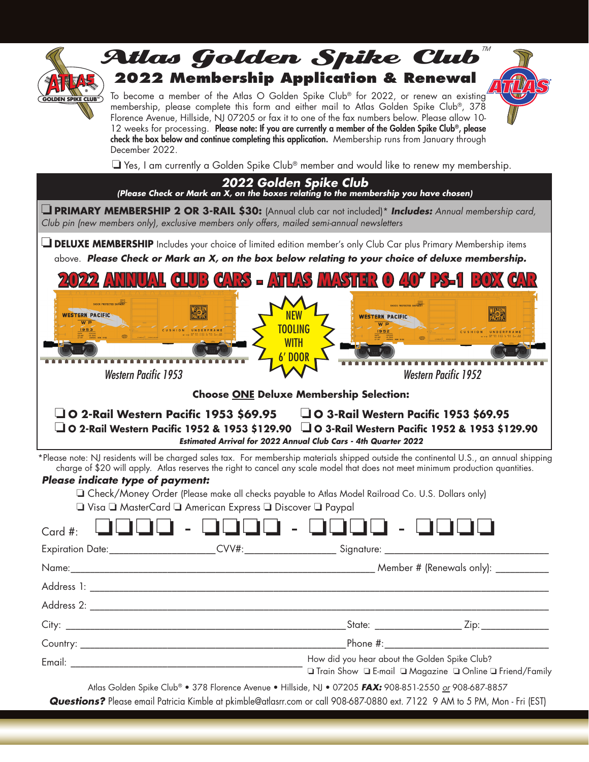# Atlas Golden Spike Club™

## 2022 Membership Application & Renewal

To become a member of the Atlas O Golden Spike Club® for 2022, or renew an existing membership, please complete this form and either mail to Atlas Golden Spike Club®, 378 Florence Avenue, Hillside, NJ 07205 or fax it to one of the fax numbers below. Please allow 10-12 weeks for processing. **Please note: If you are currently a member of the Golden Spike Club®, please check the box below and continue completing this application.** Membership runs from January through December 2022.

❑ Yes, I am currently a Golden Spike Club® member and would like to renew my membership.

## 2022 Golden Spike Club

***(Please Check or Mark an X, on the boxes relating to the membership you have chosen)***

❑ **PRIMARY MEMBERSHIP 2 OR 3-RAIL $30:** (Annual club car not included)* ***Includes:*** *Annual membership card, Club pin (new members only), exclusive members only offers, mailed semi-annual newsletters*

❑ **DELUXE MEMBERSHIP** Includes your choice of limited edition member's only Club Car plus Primary Membership items above. ***Please Check or Mark an X, on the box below relating to your choice of deluxe membership.***

### 2022 ANNUAL CLUB CARS - ATLAS MASTER O 40' PS-1 BOX CAR

NEW TOOLING WITH 6' DOOR

*Western Pacific 1953*

*Western Pacific 1952*

**Choose ONE Deluxe Membership Selection:**

❑ **O 2-Rail Western Pacific 1953 $69.95**
❑ **O 3-Rail Western Pacific 1953 $69.95**
❑ **O 2-Rail Western Pacific 1952 & 1953 $129.90**
❑ **O 3-Rail Western Pacific 1952 & 1953 $129.90**

***Estimated Arrival for 2022 Annual Club Cars - 4th Quarter 2022***

*Please note: NJ residents will be charged sales tax. For membership materials shipped outside the continental U.S., an annual shipping charge of $20 will apply. Atlas reserves the right to cancel any scale model that does not meet minimum production quantities.

***Please indicate type of payment:***

❑ Check/Money Order (Please make all checks payable to Atlas Model Railroad Co. U.S. Dollars only)

❑ Visa ❑ MasterCard ❑ American Express ❑ Discover ❑ Paypal

Card #: ❑❑❑❑ - ❑❑❑❑ - ❑❑❑❑ - ❑❑❑❑

Expiration Date:____________________ CVV#:_________________ Signature: ________________________________

Name:___________________________________________________________ Member # (Renewals only): __________

Address 1: ______________________________________________________________________________________

Address 2: ______________________________________________________________________________________

City: _____________________________________________________ State: ________________ Zip: ____________

Country: ___________________________________________________ Phone #:_______________________________

Email: _____________________________________________

How did you hear about the Golden Spike Club?
❑ Train Show ❑ E-mail ❑ Magazine ❑ Online ❑ Friend/Family

Atlas Golden Spike Club® • 378 Florence Avenue • Hillside, NJ • 07205 ***FAX:*** 908-851-2550 or 908-687-8857

***Questions?*** Please email Patricia Kimble at pkimble@atlasrr.com or call 908-687-0880 ext. 7122 9 AM to 5 PM, Mon - Fri (EST)